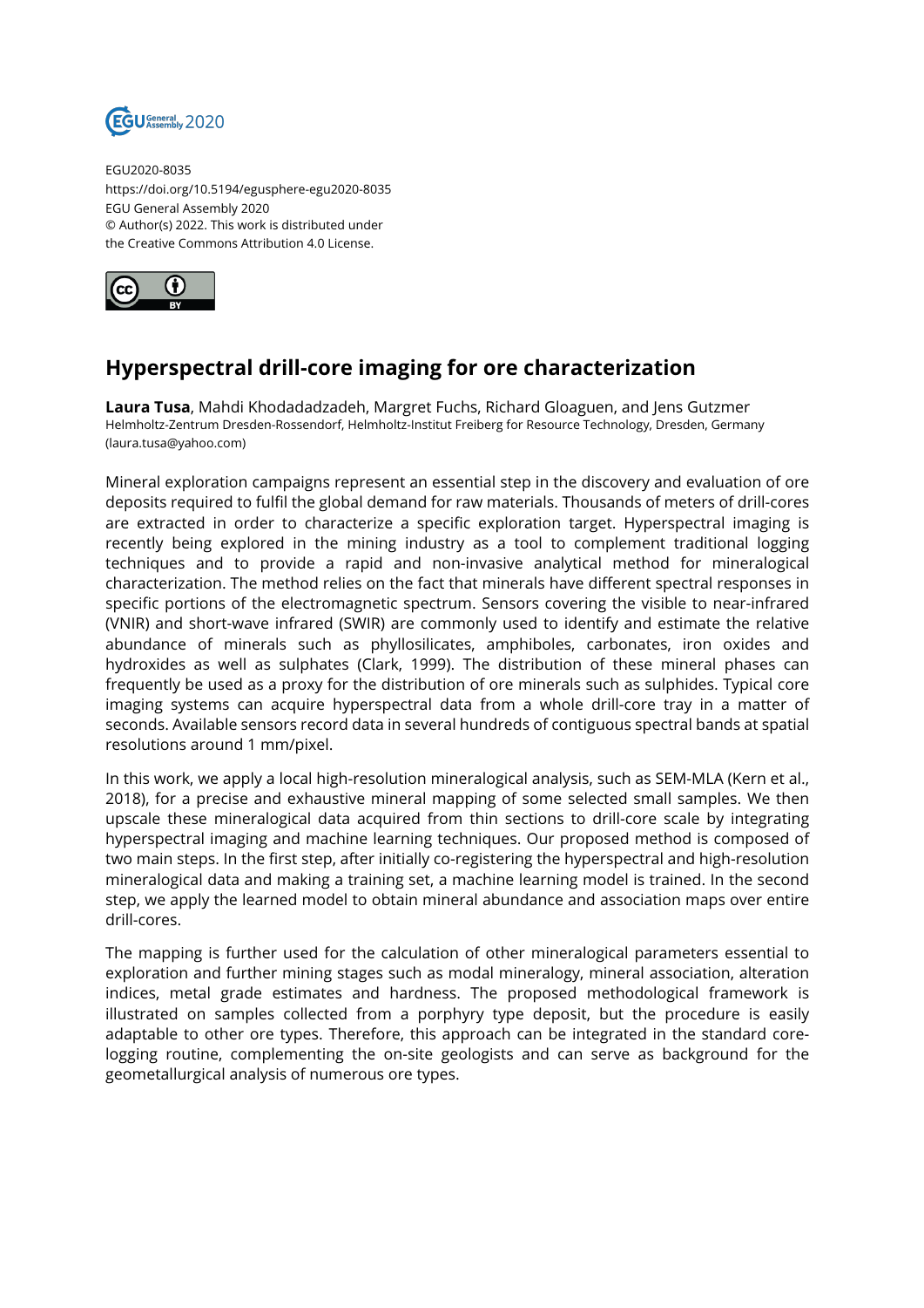EGU2020-8035
https://doi.org/10.5194/egusphere-egu2020-8035
EGU General Assembly 2020
© Author(s) 2022. This work is distributed under
the Creative Commons Attribution 4.0 License.

# Hyperspectral drill-core imaging for ore characterization

**Laura Tusa**, Mahdi Khodadadzadeh, Margret Fuchs, Richard Gloaguen, and Jens Gutzmer
Helmholtz-Zentrum Dresden-Rossendorf, Helmholtz-Institut Freiberg for Resource Technology, Dresden, Germany (laura.tusa@yahoo.com)

Mineral exploration campaigns represent an essential step in the discovery and evaluation of ore deposits required to fulfil the global demand for raw materials. Thousands of meters of drill-cores are extracted in order to characterize a specific exploration target. Hyperspectral imaging is recently being explored in the mining industry as a tool to complement traditional logging techniques and to provide a rapid and non-invasive analytical method for mineralogical characterization. The method relies on the fact that minerals have different spectral responses in specific portions of the electromagnetic spectrum. Sensors covering the visible to near-infrared (VNIR) and short-wave infrared (SWIR) are commonly used to identify and estimate the relative abundance of minerals such as phyllosilicates, amphiboles, carbonates, iron oxides and hydroxides as well as sulphates (Clark, 1999). The distribution of these mineral phases can frequently be used as a proxy for the distribution of ore minerals such as sulphides. Typical core imaging systems can acquire hyperspectral data from a whole drill-core tray in a matter of seconds. Available sensors record data in several hundreds of contiguous spectral bands at spatial resolutions around 1 mm/pixel.

In this work, we apply a local high-resolution mineralogical analysis, such as SEM-MLA (Kern et al., 2018), for a precise and exhaustive mineral mapping of some selected small samples. We then upscale these mineralogical data acquired from thin sections to drill-core scale by integrating hyperspectral imaging and machine learning techniques. Our proposed method is composed of two main steps. In the first step, after initially co-registering the hyperspectral and high-resolution mineralogical data and making a training set, a machine learning model is trained. In the second step, we apply the learned model to obtain mineral abundance and association maps over entire drill-cores.

The mapping is further used for the calculation of other mineralogical parameters essential to exploration and further mining stages such as modal mineralogy, mineral association, alteration indices, metal grade estimates and hardness. The proposed methodological framework is illustrated on samples collected from a porphyry type deposit, but the procedure is easily adaptable to other ore types. Therefore, this approach can be integrated in the standard core-logging routine, complementing the on-site geologists and can serve as background for the geometallurgical analysis of numerous ore types.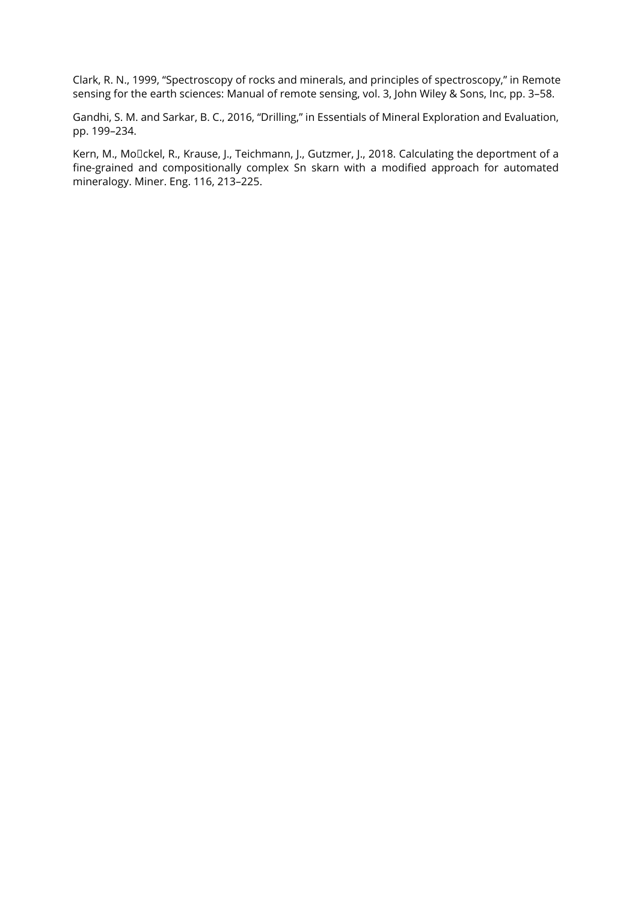Clark, R. N., 1999, “Spectroscopy of rocks and minerals, and principles of spectroscopy,” in Remote sensing for the earth sciences: Manual of remote sensing, vol. 3, John Wiley & Sons, Inc, pp. 3–58.

Gandhi, S. M. and Sarkar, B. C., 2016, “Drilling,” in Essentials of Mineral Exploration and Evaluation, pp. 199–234.

Kern, M., Mo□ckel, R., Krause, J., Teichmann, J., Gutzmer, J., 2018. Calculating the deportment of a fine-grained and compositionally complex Sn skarn with a modified approach for automated mineralogy. Miner. Eng. 116, 213–225.